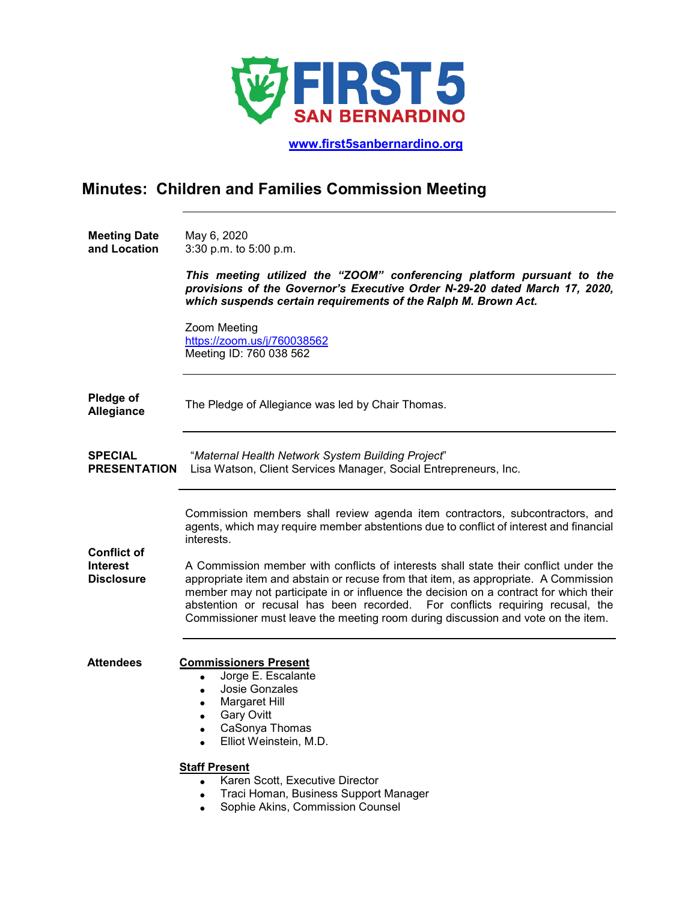# FIRST 5 SAN BERNARDINO

www.first5sanbernardino.org

## Minutes: Children and Families Commission Meeting

**Meeting Date and Location**

May 6, 2020
3:30 p.m. to 5:00 p.m.

***This meeting utilized the "ZOOM" conferencing platform pursuant to the provisions of the Governor's Executive Order N-29-20 dated March 17, 2020, which suspends certain requirements of the Ralph M. Brown Act.***

Zoom Meeting
https://zoom.us/j/760038562
Meeting ID: 760 038 562

---

**Pledge of Allegiance**

The Pledge of Allegiance was led by Chair Thomas.

---

**SPECIAL PRESENTATION**

"*Maternal Health Network System Building Project*"
Lisa Watson, Client Services Manager, Social Entrepreneurs, Inc.

---

**Conflict of Interest Disclosure**

Commission members shall review agenda item contractors, subcontractors, and agents, which may require member abstentions due to conflict of interest and financial interests.

A Commission member with conflicts of interests shall state their conflict under the appropriate item and abstain or recuse from that item, as appropriate. A Commission member may not participate in or influence the decision on a contract for which their abstention or recusal has been recorded. For conflicts requiring recusal, the Commissioner must leave the meeting room during discussion and vote on the item.

---

**Attendees**

**Commissioners Present**
- Jorge E. Escalante
- Josie Gonzales
- Margaret Hill
- Gary Ovitt
- CaSonya Thomas
- Elliot Weinstein, M.D.

**Staff Present**
- Karen Scott, Executive Director
- Traci Homan, Business Support Manager
- Sophie Akins, Commission Counsel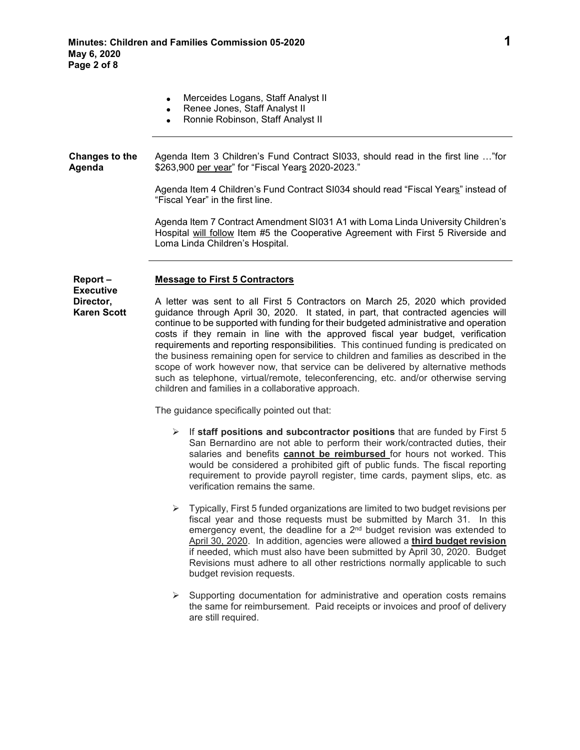- Merceides Logans, Staff Analyst II
- Renee Jones, Staff Analyst II
- Ronnie Robinson, Staff Analyst II

---

**Changes to the Agenda**

Agenda Item 3 Children's Fund Contract SI033, should read in the first line …"for $263,900 per year" for "Fiscal Years 2020-2023."

Agenda Item 4 Children's Fund Contract SI034 should read "Fiscal Years" instead of "Fiscal Year" in the first line.

Agenda Item 7 Contract Amendment SI031 A1 with Loma Linda University Children's Hospital will follow Item #5 the Cooperative Agreement with First 5 Riverside and Loma Linda Children's Hospital.

---

**Report – Executive Director, Karen Scott**

**Message to First 5 Contractors**

A letter was sent to all First 5 Contractors on March 25, 2020 which provided guidance through April 30, 2020. It stated, in part, that contracted agencies will continue to be supported with funding for their budgeted administrative and operation costs if they remain in line with the approved fiscal year budget, verification requirements and reporting responsibilities. This continued funding is predicated on the business remaining open for service to children and families as described in the scope of work however now, that service can be delivered by alternative methods such as telephone, virtual/remote, teleconferencing, etc. and/or otherwise serving children and families in a collaborative approach.

The guidance specifically pointed out that:

- If **staff positions and subcontractor positions** that are funded by First 5 San Bernardino are not able to perform their work/contracted duties, their salaries and benefits **cannot be reimbursed** for hours not worked. This would be considered a prohibited gift of public funds. The fiscal reporting requirement to provide payroll register, time cards, payment slips, etc. as verification remains the same.

- Typically, First 5 funded organizations are limited to two budget revisions per fiscal year and those requests must be submitted by March 31. In this emergency event, the deadline for a 2nd budget revision was extended to April 30, 2020. In addition, agencies were allowed a **third budget revision** if needed, which must also have been submitted by April 30, 2020. Budget Revisions must adhere to all other restrictions normally applicable to such budget revision requests.

- Supporting documentation for administrative and operation costs remains the same for reimbursement. Paid receipts or invoices and proof of delivery are still required.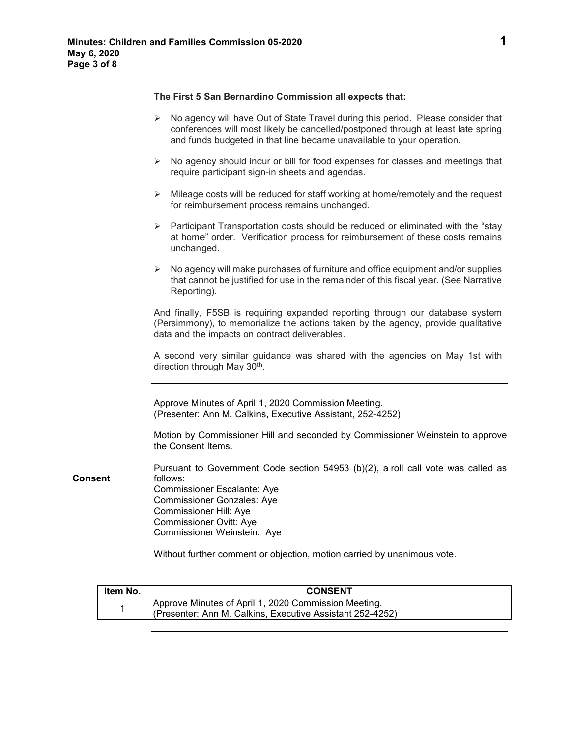**The First 5 San Bernardino Commission all expects that:**

- No agency will have Out of State Travel during this period. Please consider that conferences will most likely be cancelled/postponed through at least late spring and funds budgeted in that line became unavailable to your operation.
- No agency should incur or bill for food expenses for classes and meetings that require participant sign-in sheets and agendas.
- Mileage costs will be reduced for staff working at home/remotely and the request for reimbursement process remains unchanged.
- Participant Transportation costs should be reduced or eliminated with the "stay at home" order. Verification process for reimbursement of these costs remains unchanged.
- No agency will make purchases of furniture and office equipment and/or supplies that cannot be justified for use in the remainder of this fiscal year. (See Narrative Reporting).

And finally, F5SB is requiring expanded reporting through our database system (Persimmony), to memorialize the actions taken by the agency, provide qualitative data and the impacts on contract deliverables.

A second very similar guidance was shared with the agencies on May 1st with direction through May 30th.

---

**Consent**

Approve Minutes of April 1, 2020 Commission Meeting.
(Presenter: Ann M. Calkins, Executive Assistant, 252-4252)

Motion by Commissioner Hill and seconded by Commissioner Weinstein to approve the Consent Items.

Pursuant to Government Code section 54953 (b)(2), a roll call vote was called as follows:
Commissioner Escalante: Aye
Commissioner Gonzales: Aye
Commissioner Hill: Aye
Commissioner Ovitt: Aye
Commissioner Weinstein: Aye

Without further comment or objection, motion carried by unanimous vote.

| Item No. | CONSENT |
|---|---|
| 1 | Approve Minutes of April 1, 2020 Commission Meeting. (Presenter: Ann M. Calkins, Executive Assistant 252-4252) |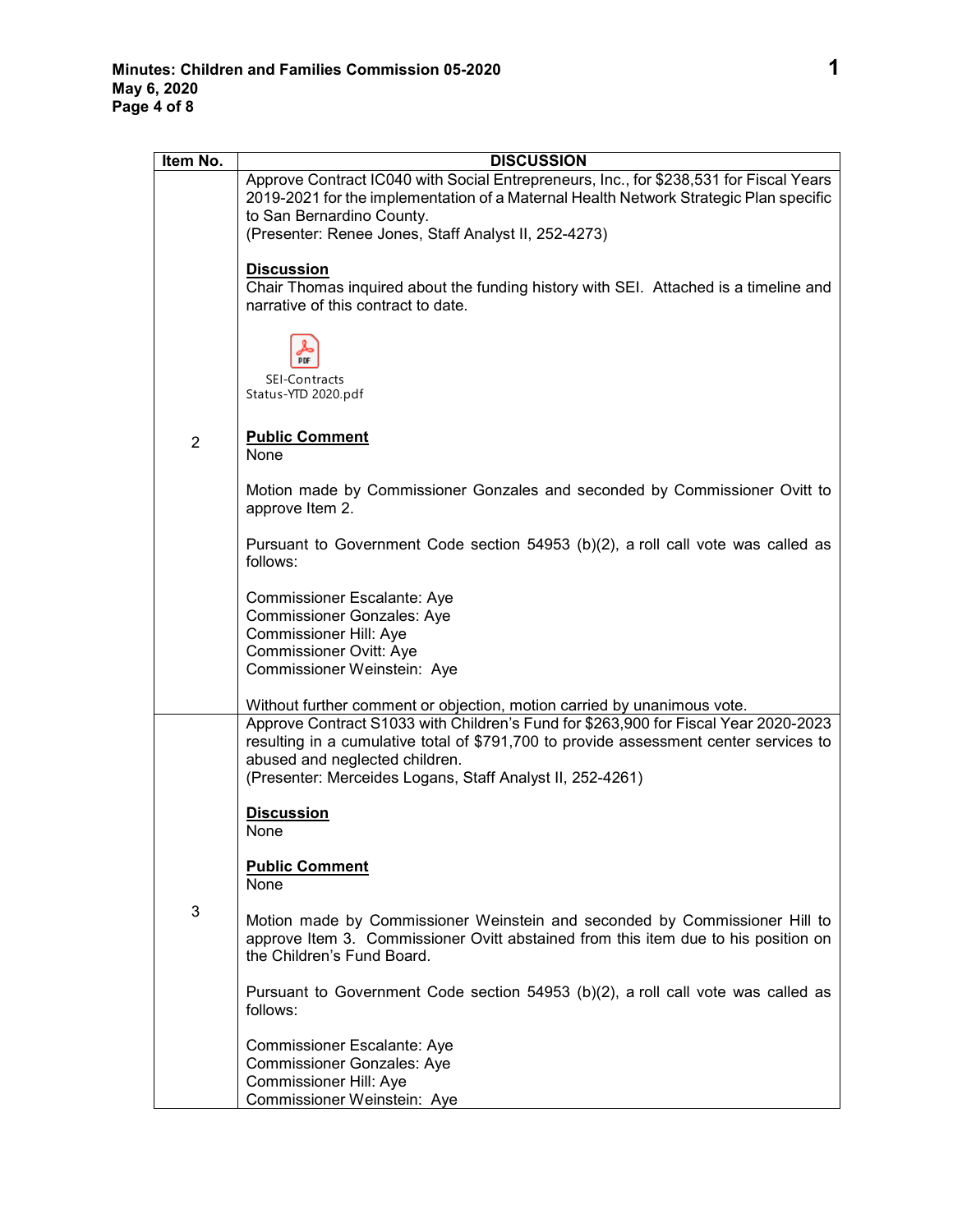| Item No. | DISCUSSION |
|---|---|
| 2 | Approve Contract IC040 with Social Entrepreneurs, Inc., for $238,531 for Fiscal Years 2019-2021 for the implementation of a Maternal Health Network Strategic Plan specific to San Bernardino County.<br>(Presenter: Renee Jones, Staff Analyst II, 252-4273)<br><br>**Discussion**<br>Chair Thomas inquired about the funding history with SEI. Attached is a timeline and narrative of this contract to date.<br><br>SEI-Contracts Status-YTD 2020.pdf<br><br>**Public Comment**<br>None<br><br>Motion made by Commissioner Gonzales and seconded by Commissioner Ovitt to approve Item 2.<br><br>Pursuant to Government Code section 54953 (b)(2), a roll call vote was called as follows:<br><br>Commissioner Escalante: Aye<br>Commissioner Gonzales: Aye<br>Commissioner Hill: Aye<br>Commissioner Ovitt: Aye<br>Commissioner Weinstein: Aye<br><br>Without further comment or objection, motion carried by unanimous vote. |
| 3 | Approve Contract S1033 with Children's Fund for $263,900 for Fiscal Year 2020-2023 resulting in a cumulative total of $791,700 to provide assessment center services to abused and neglected children.<br>(Presenter: Merceides Logans, Staff Analyst II, 252-4261)<br><br>**Discussion**<br>None<br><br>**Public Comment**<br>None<br><br>Motion made by Commissioner Weinstein and seconded by Commissioner Hill to approve Item 3. Commissioner Ovitt abstained from this item due to his position on the Children's Fund Board.<br><br>Pursuant to Government Code section 54953 (b)(2), a roll call vote was called as follows:<br><br>Commissioner Escalante: Aye<br>Commissioner Gonzales: Aye<br>Commissioner Hill: Aye<br>Commissioner Weinstein: Aye |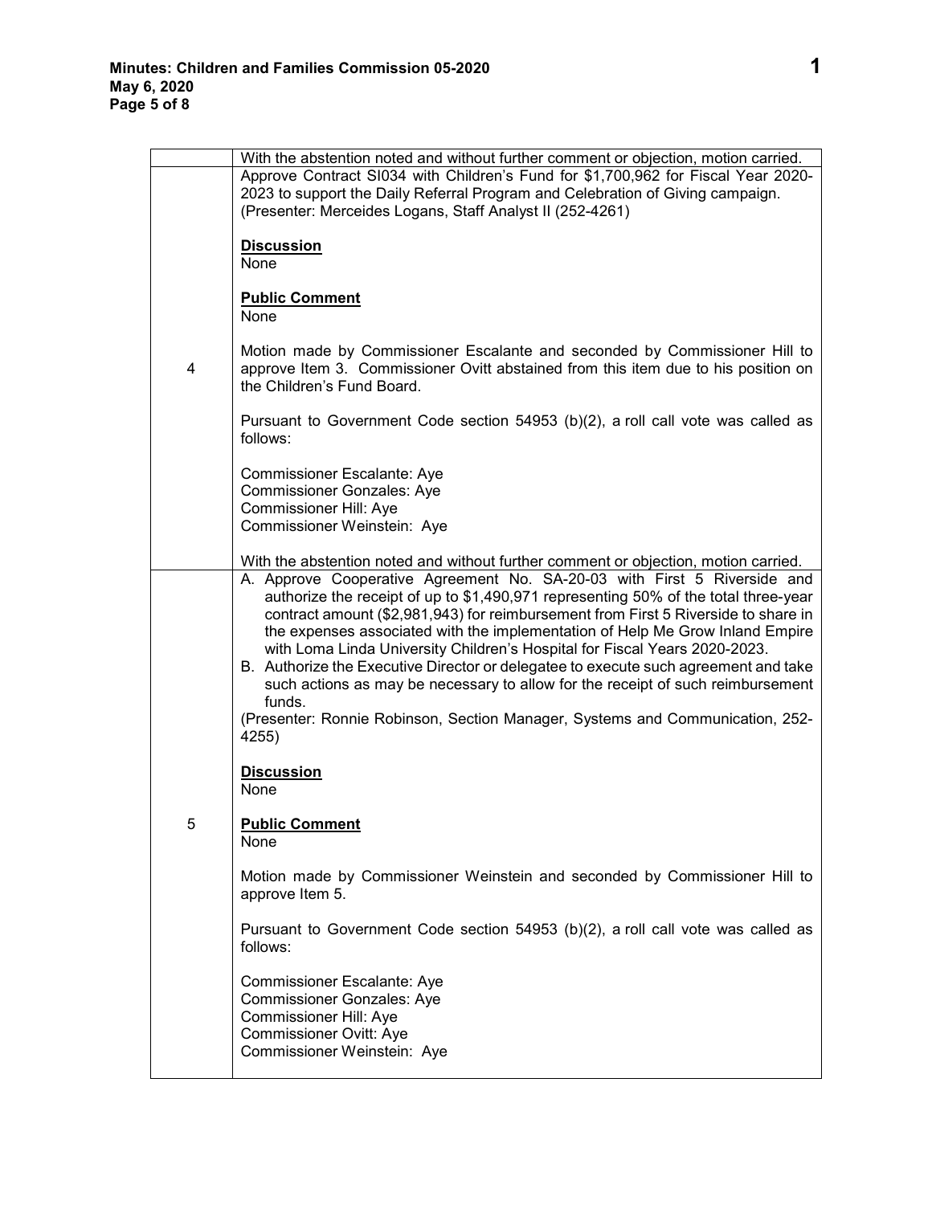| | |
|---|---|
| | With the abstention noted and without further comment or objection, motion carried. |
| 4 | Approve Contract SI034 with Children's Fund for $1,700,962 for Fiscal Year 2020-2023 to support the Daily Referral Program and Celebration of Giving campaign. (Presenter: Merceides Logans, Staff Analyst II (252-4261)<br><br>**Discussion**<br>None<br><br>**Public Comment**<br>None<br><br>Motion made by Commissioner Escalante and seconded by Commissioner Hill to approve Item 3. Commissioner Ovitt abstained from this item due to his position on the Children's Fund Board.<br><br>Pursuant to Government Code section 54953 (b)(2), a roll call vote was called as follows:<br><br>Commissioner Escalante: Aye<br>Commissioner Gonzales: Aye<br>Commissioner Hill: Aye<br>Commissioner Weinstein: Aye<br><br>With the abstention noted and without further comment or objection, motion carried. |
| 5 | A. Approve Cooperative Agreement No. SA-20-03 with First 5 Riverside and authorize the receipt of up to $1,490,971 representing 50% of the total three-year contract amount ($2,981,943) for reimbursement from First 5 Riverside to share in the expenses associated with the implementation of Help Me Grow Inland Empire with Loma Linda University Children's Hospital for Fiscal Years 2020-2023.<br>B. Authorize the Executive Director or delegatee to execute such agreement and take such actions as may be necessary to allow for the receipt of such reimbursement funds.<br>(Presenter: Ronnie Robinson, Section Manager, Systems and Communication, 252-4255)<br><br>**Discussion**<br>None<br><br>**Public Comment**<br>None<br><br>Motion made by Commissioner Weinstein and seconded by Commissioner Hill to approve Item 5.<br><br>Pursuant to Government Code section 54953 (b)(2), a roll call vote was called as follows:<br><br>Commissioner Escalante: Aye<br>Commissioner Gonzales: Aye<br>Commissioner Hill: Aye<br>Commissioner Ovitt: Aye<br>Commissioner Weinstein: Aye |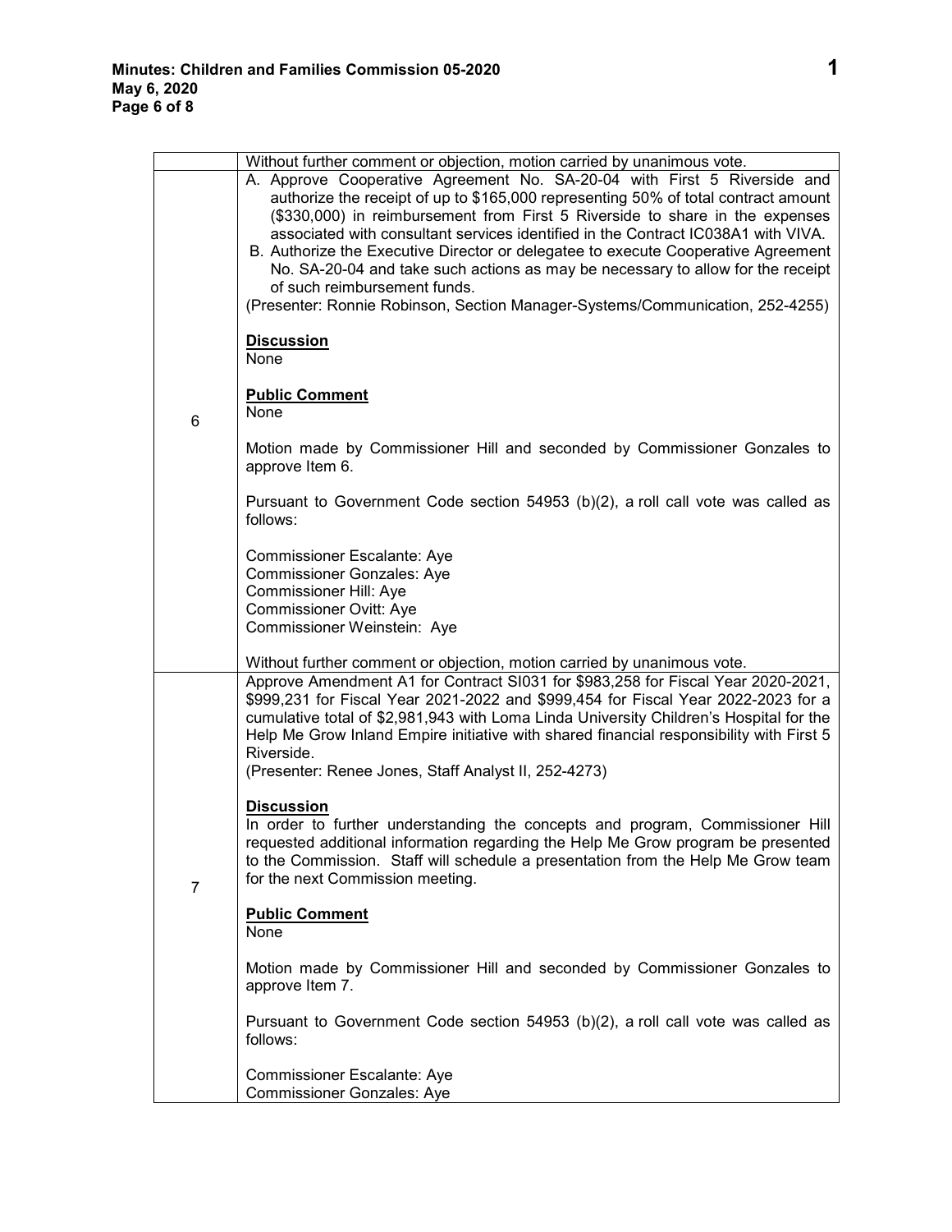| | |
|---|---|
| | Without further comment or objection, motion carried by unanimous vote. |
| 6 | A. Approve Cooperative Agreement No. SA-20-04 with First 5 Riverside and authorize the receipt of up to $165,000 representing 50% of total contract amount ($330,000) in reimbursement from First 5 Riverside to share in the expenses associated with consultant services identified in the Contract IC038A1 with VIVA.<br>B. Authorize the Executive Director or delegatee to execute Cooperative Agreement No. SA-20-04 and take such actions as may be necessary to allow for the receipt of such reimbursement funds.<br>(Presenter: Ronnie Robinson, Section Manager-Systems/Communication, 252-4255)<br><br>**Discussion**<br>None<br><br>**Public Comment**<br>None<br><br>Motion made by Commissioner Hill and seconded by Commissioner Gonzales to approve Item 6.<br><br>Pursuant to Government Code section 54953 (b)(2), a roll call vote was called as follows:<br><br>Commissioner Escalante: Aye<br>Commissioner Gonzales: Aye<br>Commissioner Hill: Aye<br>Commissioner Ovitt: Aye<br>Commissioner Weinstein: Aye<br><br>Without further comment or objection, motion carried by unanimous vote. |
| 7 | Approve Amendment A1 for Contract SI031 for $983,258 for Fiscal Year 2020-2021, $999,231 for Fiscal Year 2021-2022 and $999,454 for Fiscal Year 2022-2023 for a cumulative total of $2,981,943 with Loma Linda University Children's Hospital for the Help Me Grow Inland Empire initiative with shared financial responsibility with First 5 Riverside.<br>(Presenter: Renee Jones, Staff Analyst II, 252-4273)<br><br>**Discussion**<br>In order to further understanding the concepts and program, Commissioner Hill requested additional information regarding the Help Me Grow program be presented to the Commission. Staff will schedule a presentation from the Help Me Grow team for the next Commission meeting.<br><br>**Public Comment**<br>None<br><br>Motion made by Commissioner Hill and seconded by Commissioner Gonzales to approve Item 7.<br><br>Pursuant to Government Code section 54953 (b)(2), a roll call vote was called as follows:<br><br>Commissioner Escalante: Aye<br>Commissioner Gonzales: Aye |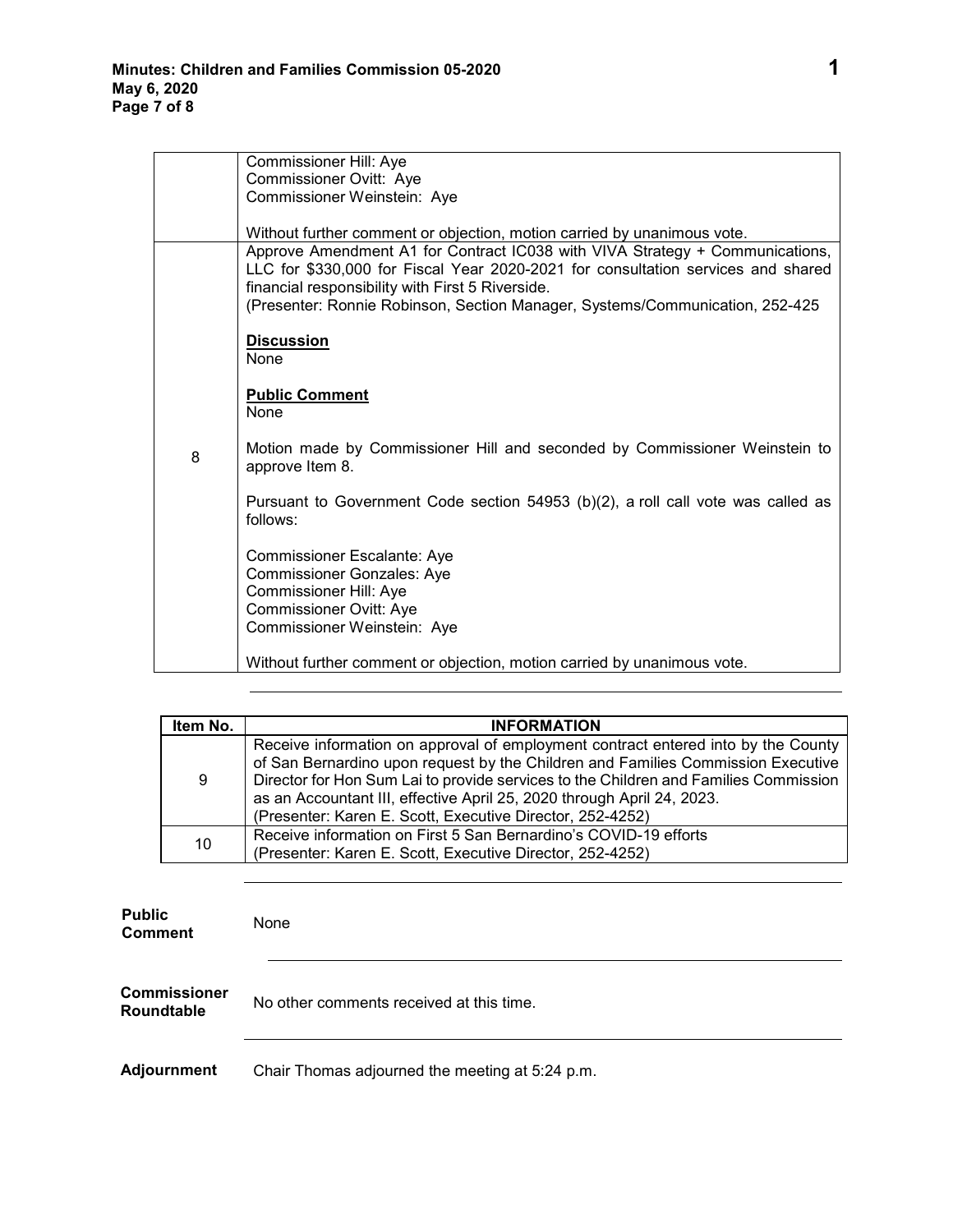| | |
|---|---|
| | Commissioner Hill: Aye<br>Commissioner Ovitt: Aye<br>Commissioner Weinstein: Aye<br><br>Without further comment or objection, motion carried by unanimous vote. |
| 8 | Approve Amendment A1 for Contract IC038 with VIVA Strategy + Communications, LLC for $330,000 for Fiscal Year 2020-2021 for consultation services and shared financial responsibility with First 5 Riverside.<br>(Presenter: Ronnie Robinson, Section Manager, Systems/Communication, 252-425<br><br>**Discussion**<br>None<br><br>**Public Comment**<br>None<br><br>Motion made by Commissioner Hill and seconded by Commissioner Weinstein to approve Item 8.<br><br>Pursuant to Government Code section 54953 (b)(2), a roll call vote was called as follows:<br><br>Commissioner Escalante: Aye<br>Commissioner Gonzales: Aye<br>Commissioner Hill: Aye<br>Commissioner Ovitt: Aye<br>Commissioner Weinstein: Aye<br><br>Without further comment or objection, motion carried by unanimous vote. |

| Item No. | INFORMATION |
|---|---|
| 9 | Receive information on approval of employment contract entered into by the County of San Bernardino upon request by the Children and Families Commission Executive Director for Hon Sum Lai to provide services to the Children and Families Commission as an Accountant III, effective April 25, 2020 through April 24, 2023.<br>(Presenter: Karen E. Scott, Executive Director, 252-4252) |
| 10 | Receive information on First 5 San Bernardino's COVID-19 efforts<br>(Presenter: Karen E. Scott, Executive Director, 252-4252) |

**Public Comment**

None

**Commissioner Roundtable**

No other comments received at this time.

**Adjournment**

Chair Thomas adjourned the meeting at 5:24 p.m.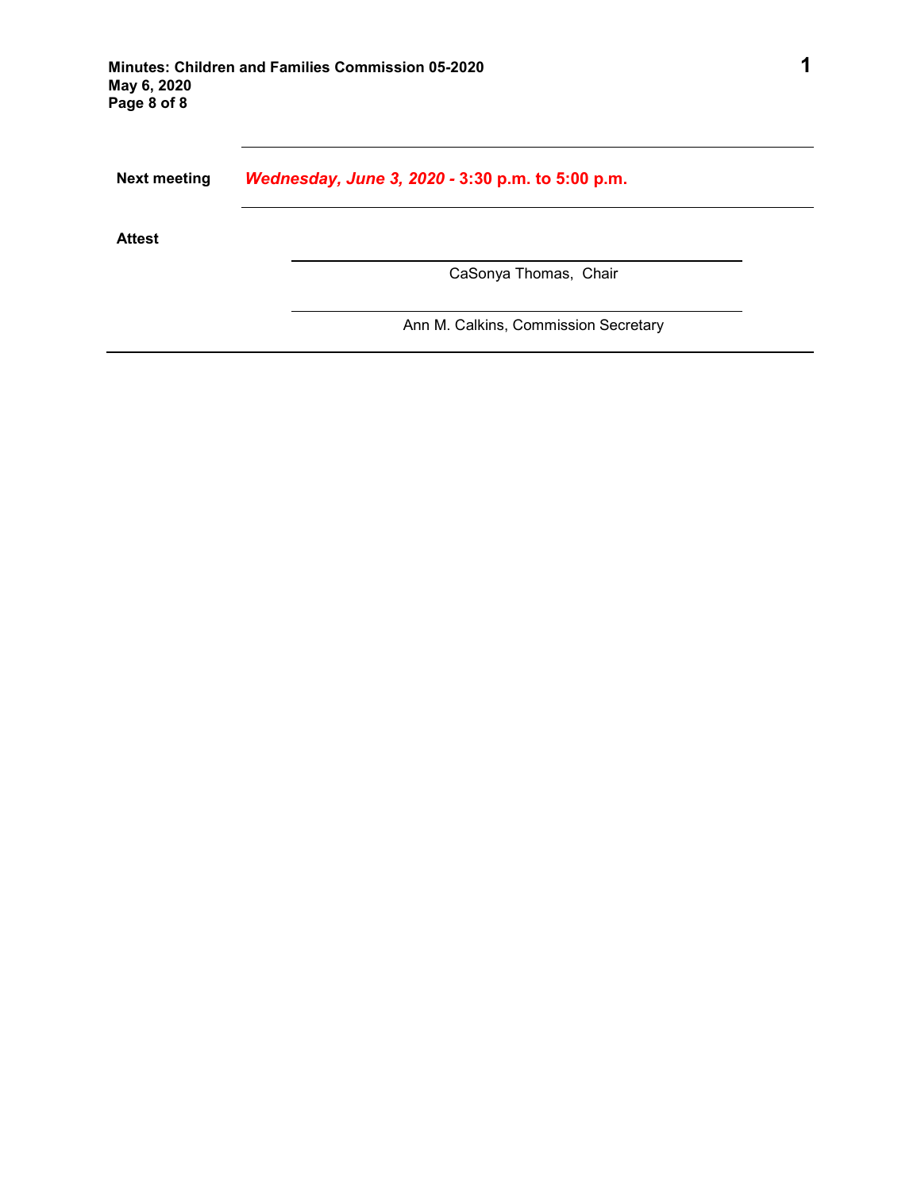**Next meeting** *Wednesday, June 3, 2020* **- 3:30 p.m. to 5:00 p.m.**

**Attest**

\_\_\_\_\_\_\_\_\_\_\_\_\_\_\_\_\_\_\_\_\_\_\_\_\_\_\_\_\_\_

CaSonya Thomas, Chair

\_\_\_\_\_\_\_\_\_\_\_\_\_\_\_\_\_\_\_\_\_\_\_\_\_\_\_\_\_\_

Ann M. Calkins, Commission Secretary